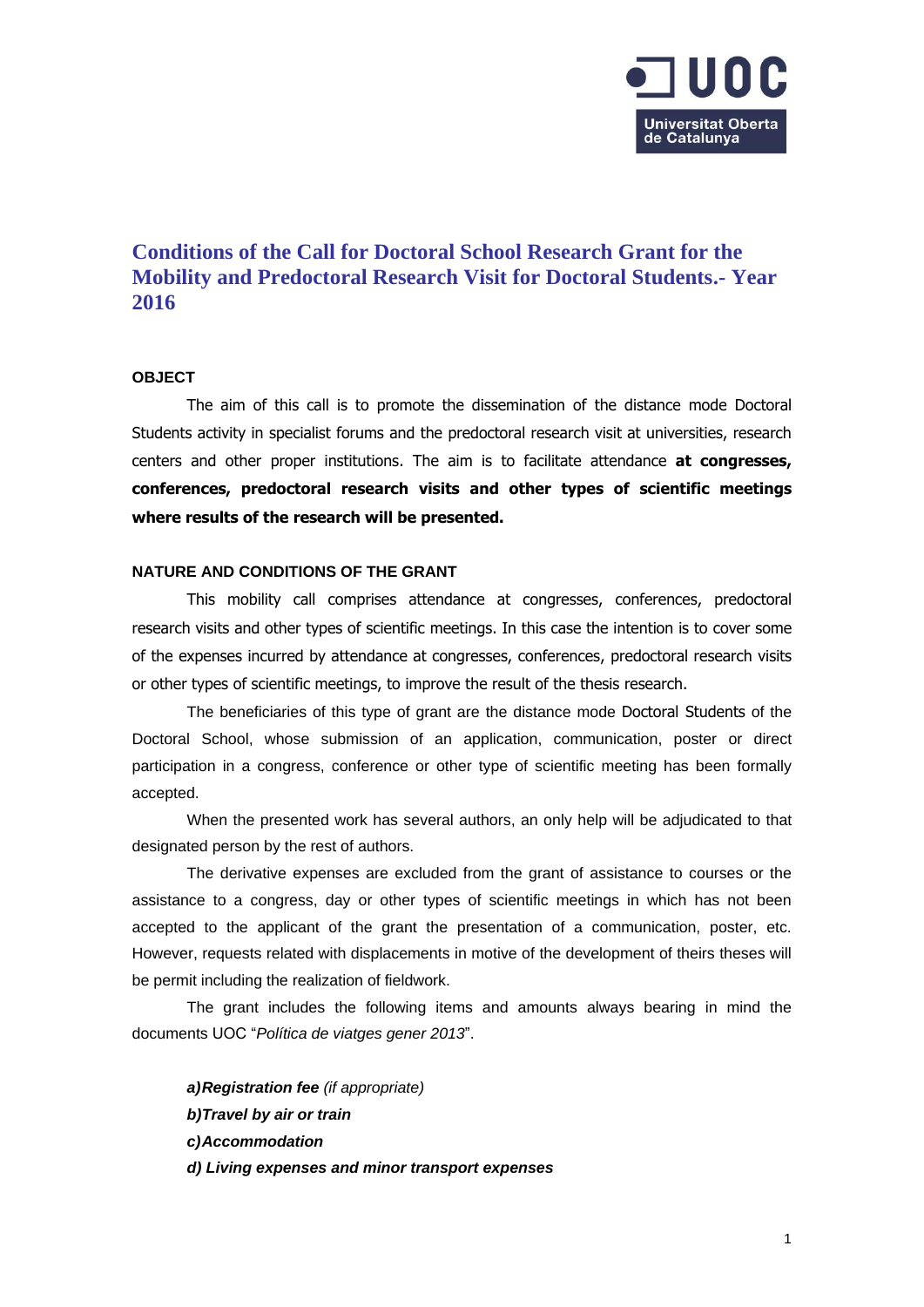# Conditions of the Call for Doctoral School Research Grant for the Mobility and Predoctoral Research Visit for Doctoral Students.- Year 2016

## OBJECT

The aim of this call is to promote the dissemination of the distance mode Doctoral Students activity in specialist forums and the predoctoral research visit at universities, research centers and other proper institutions. The aim is to facilitate attendance **at congresses, conferences, predoctoral research visits and other types of scientific meetings where results of the research will be presented.**

## NATURE AND CONDITIONS OF THE GRANT

This mobility call comprises attendance at congresses, conferences, predoctoral research visits and other types of scientific meetings. In this case the intention is to cover some of the expenses incurred by attendance at congresses, conferences, predoctoral research visits or other types of scientific meetings, to improve the result of the thesis research.

The beneficiaries of this type of grant are the distance mode Doctoral Students of the Doctoral School, whose submission of an application, communication, poster or direct participation in a congress, conference or other type of scientific meeting has been formally accepted.

When the presented work has several authors, an only help will be adjudicated to that designated person by the rest of authors.

The derivative expenses are excluded from the grant of assistance to courses or the assistance to a congress, day or other types of scientific meetings in which has not been accepted to the applicant of the grant the presentation of a communication, poster, etc. However, requests related with displacements in motive of the development of theirs theses will be permit including the realization of fieldwork.

The grant includes the following items and amounts always bearing in mind the documents UOC "*Política de viatges gener 2013*".

***a)Registration fee*** *(if appropriate)*
***b)Travel by air or train***
***c)Accommodation***
***d) Living expenses and minor transport expenses***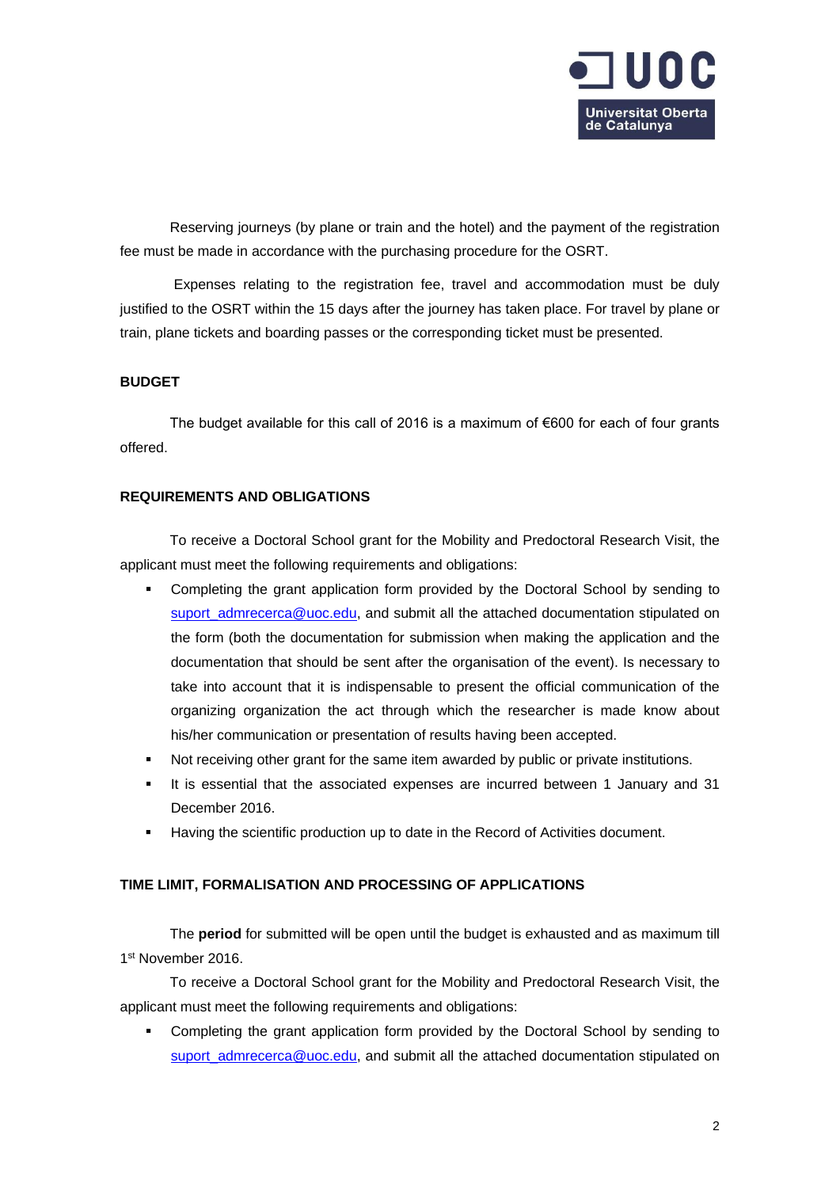Reserving journeys (by plane or train and the hotel) and the payment of the registration fee must be made in accordance with the purchasing procedure for the OSRT.

Expenses relating to the registration fee, travel and accommodation must be duly justified to the OSRT within the 15 days after the journey has taken place. For travel by plane or train, plane tickets and boarding passes or the corresponding ticket must be presented.

**BUDGET**

The budget available for this call of 2016 is a maximum of €600 for each of four grants offered.

**REQUIREMENTS AND OBLIGATIONS**

To receive a Doctoral School grant for the Mobility and Predoctoral Research Visit, the applicant must meet the following requirements and obligations:

- Completing the grant application form provided by the Doctoral School by sending to suport_admrecerca@uoc.edu, and submit all the attached documentation stipulated on the form (both the documentation for submission when making the application and the documentation that should be sent after the organisation of the event). Is necessary to take into account that it is indispensable to present the official communication of the organizing organization the act through which the researcher is made know about his/her communication or presentation of results having been accepted.
- Not receiving other grant for the same item awarded by public or private institutions.
- It is essential that the associated expenses are incurred between 1 January and 31 December 2016.
- Having the scientific production up to date in the Record of Activities document.

**TIME LIMIT, FORMALISATION AND PROCESSING OF APPLICATIONS**

The **period** for submitted will be open until the budget is exhausted and as maximum till 1st November 2016.

To receive a Doctoral School grant for the Mobility and Predoctoral Research Visit, the applicant must meet the following requirements and obligations:

- Completing the grant application form provided by the Doctoral School by sending to suport_admrecerca@uoc.edu, and submit all the attached documentation stipulated on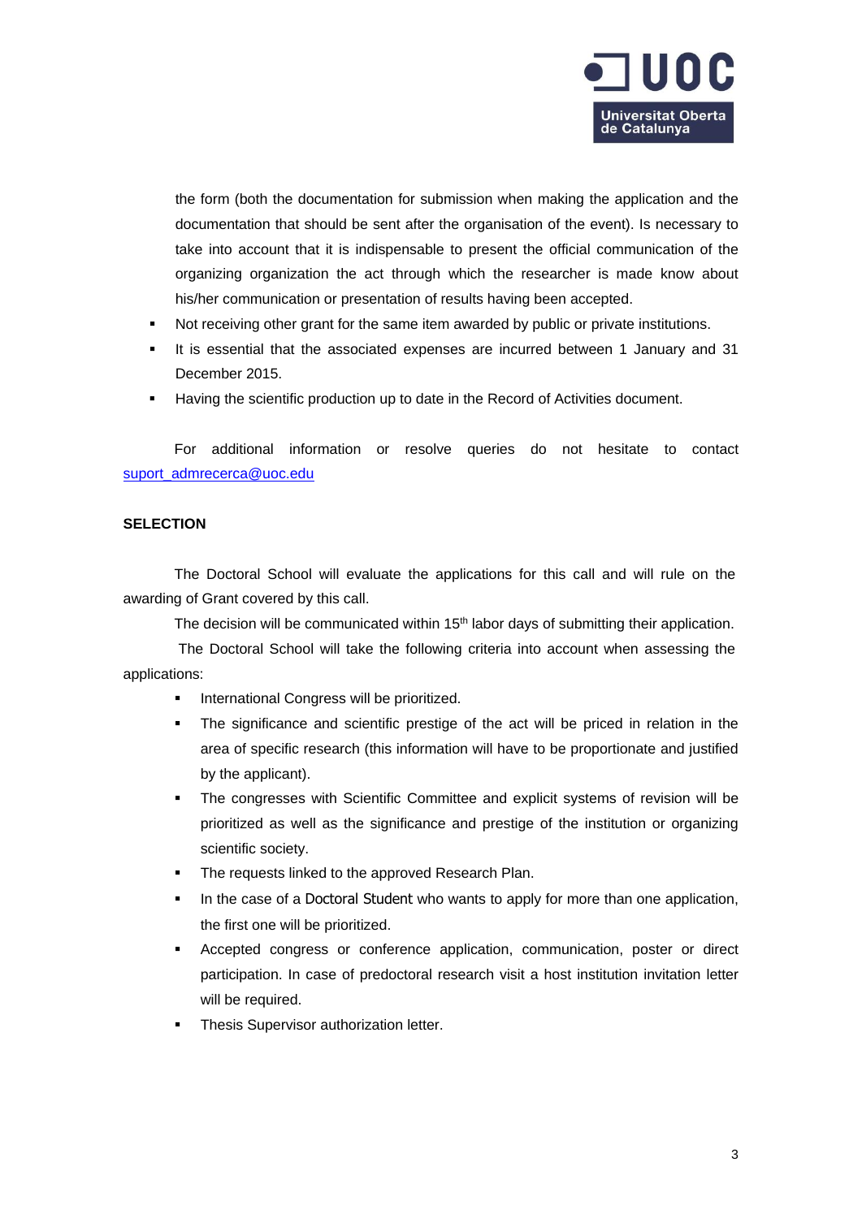the form (both the documentation for submission when making the application and the documentation that should be sent after the organisation of the event). Is necessary to take into account that it is indispensable to present the official communication of the organizing organization the act through which the researcher is made know about his/her communication or presentation of results having been accepted.

- Not receiving other grant for the same item awarded by public or private institutions.
- It is essential that the associated expenses are incurred between 1 January and 31 December 2015.
- Having the scientific production up to date in the Record of Activities document.

For additional information or resolve queries do not hesitate to contact suport_admrecerca@uoc.edu

**SELECTION**

The Doctoral School will evaluate the applications for this call and will rule on the awarding of Grant covered by this call.

The decision will be communicated within 15th labor days of submitting their application.

The Doctoral School will take the following criteria into account when assessing the applications:

- International Congress will be prioritized.
- The significance and scientific prestige of the act will be priced in relation in the area of specific research (this information will have to be proportionate and justified by the applicant).
- The congresses with Scientific Committee and explicit systems of revision will be prioritized as well as the significance and prestige of the institution or organizing scientific society.
- The requests linked to the approved Research Plan.
- In the case of a Doctoral Student who wants to apply for more than one application, the first one will be prioritized.
- Accepted congress or conference application, communication, poster or direct participation. In case of predoctoral research visit a host institution invitation letter will be required.
- Thesis Supervisor authorization letter.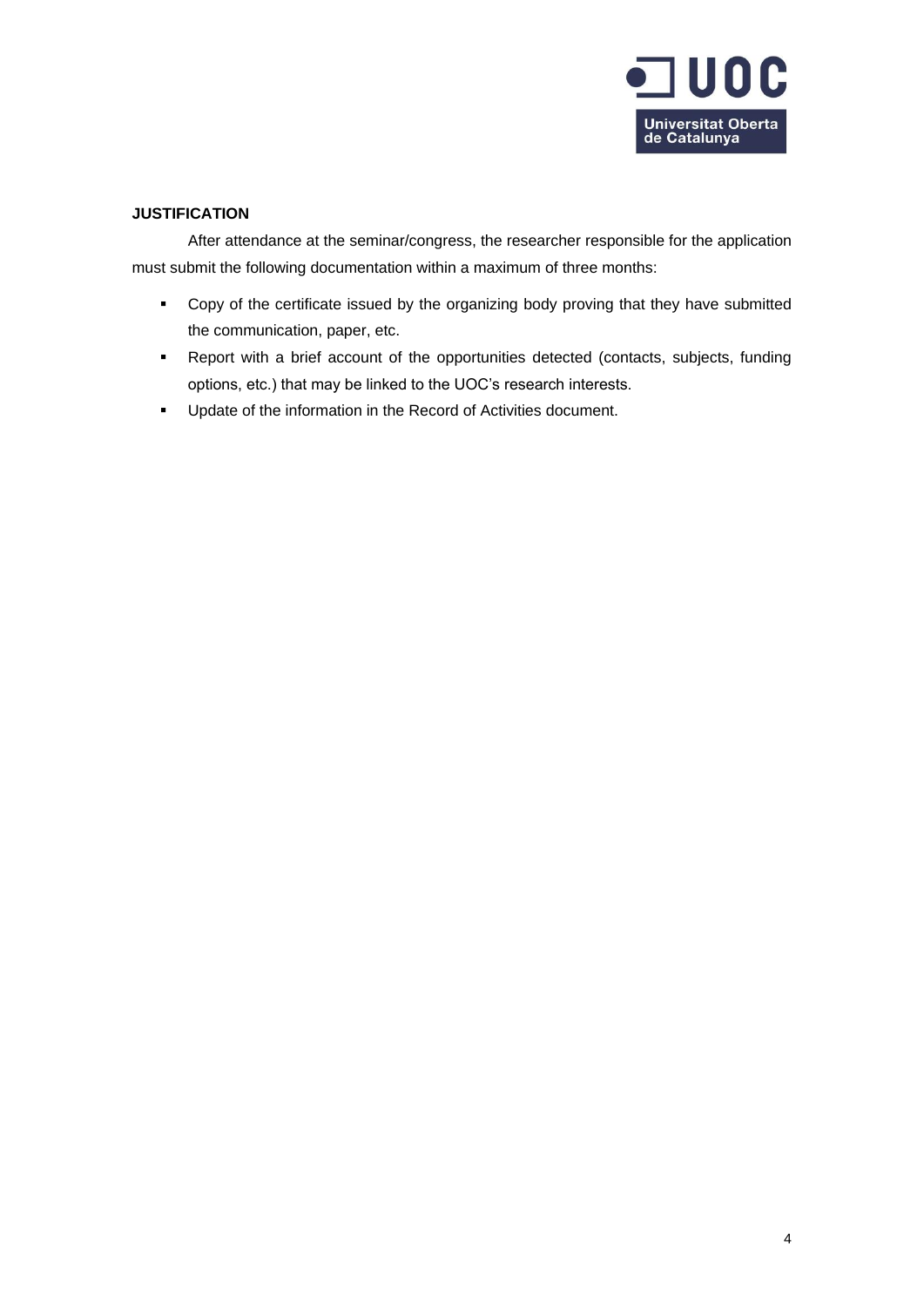**JUSTIFICATION**

After attendance at the seminar/congress, the researcher responsible for the application must submit the following documentation within a maximum of three months:

- Copy of the certificate issued by the organizing body proving that they have submitted the communication, paper, etc.
- Report with a brief account of the opportunities detected (contacts, subjects, funding options, etc.) that may be linked to the UOC's research interests.
- Update of the information in the Record of Activities document.